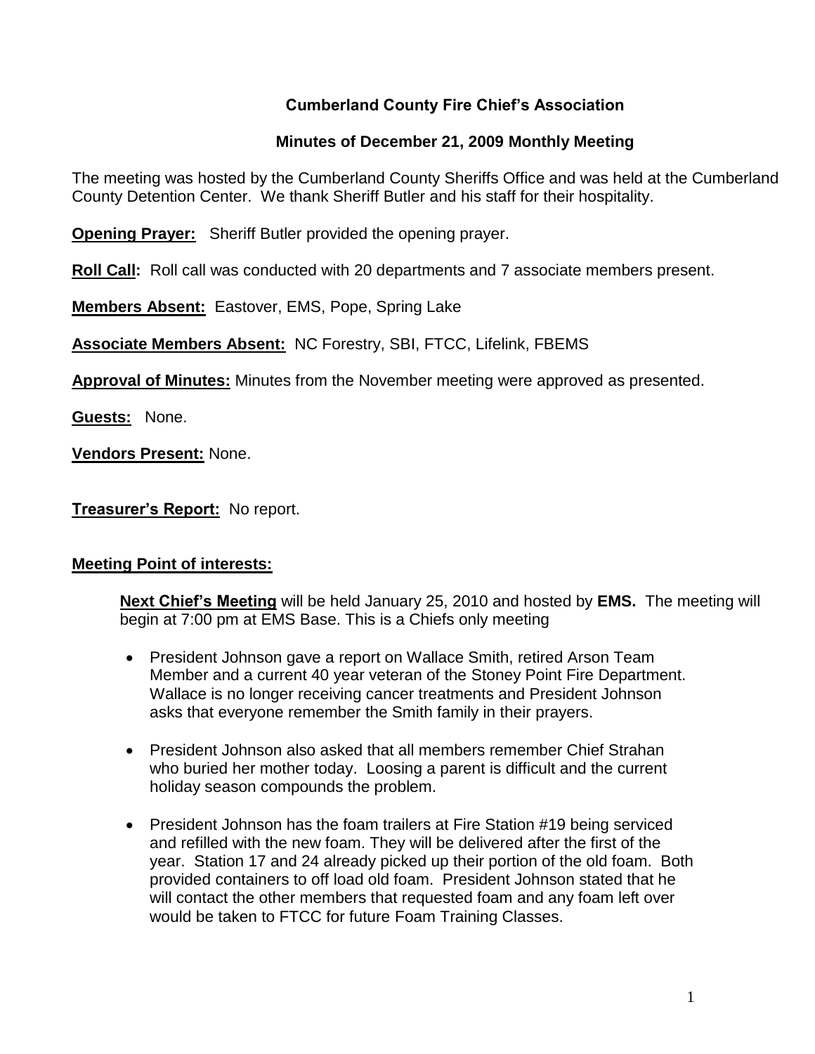# Cumberland County Fire Chief's Association

## Minutes of December 21, 2009 Monthly Meeting

The meeting was hosted by the Cumberland County Sheriffs Office and was held at the Cumberland County Detention Center. We thank Sheriff Butler and his staff for their hospitality.

**Opening Prayer:** Sheriff Butler provided the opening prayer.

**Roll Call:** Roll call was conducted with 20 departments and 7 associate members present.

**Members Absent:** Eastover, EMS, Pope, Spring Lake

**Associate Members Absent:** NC Forestry, SBI, FTCC, Lifelink, FBEMS

**Approval of Minutes:** Minutes from the November meeting were approved as presented.

**Guests:** None.

**Vendors Present:** None.

**Treasurer's Report:** No report.

**Meeting Point of interests:**

**Next Chief's Meeting** will be held January 25, 2010 and hosted by **EMS.** The meeting will begin at 7:00 pm at EMS Base. This is a Chiefs only meeting

- President Johnson gave a report on Wallace Smith, retired Arson Team Member and a current 40 year veteran of the Stoney Point Fire Department. Wallace is no longer receiving cancer treatments and President Johnson asks that everyone remember the Smith family in their prayers.
- President Johnson also asked that all members remember Chief Strahan who buried her mother today. Loosing a parent is difficult and the current holiday season compounds the problem.
- President Johnson has the foam trailers at Fire Station #19 being serviced and refilled with the new foam. They will be delivered after the first of the year. Station 17 and 24 already picked up their portion of the old foam. Both provided containers to off load old foam. President Johnson stated that he will contact the other members that requested foam and any foam left over would be taken to FTCC for future Foam Training Classes.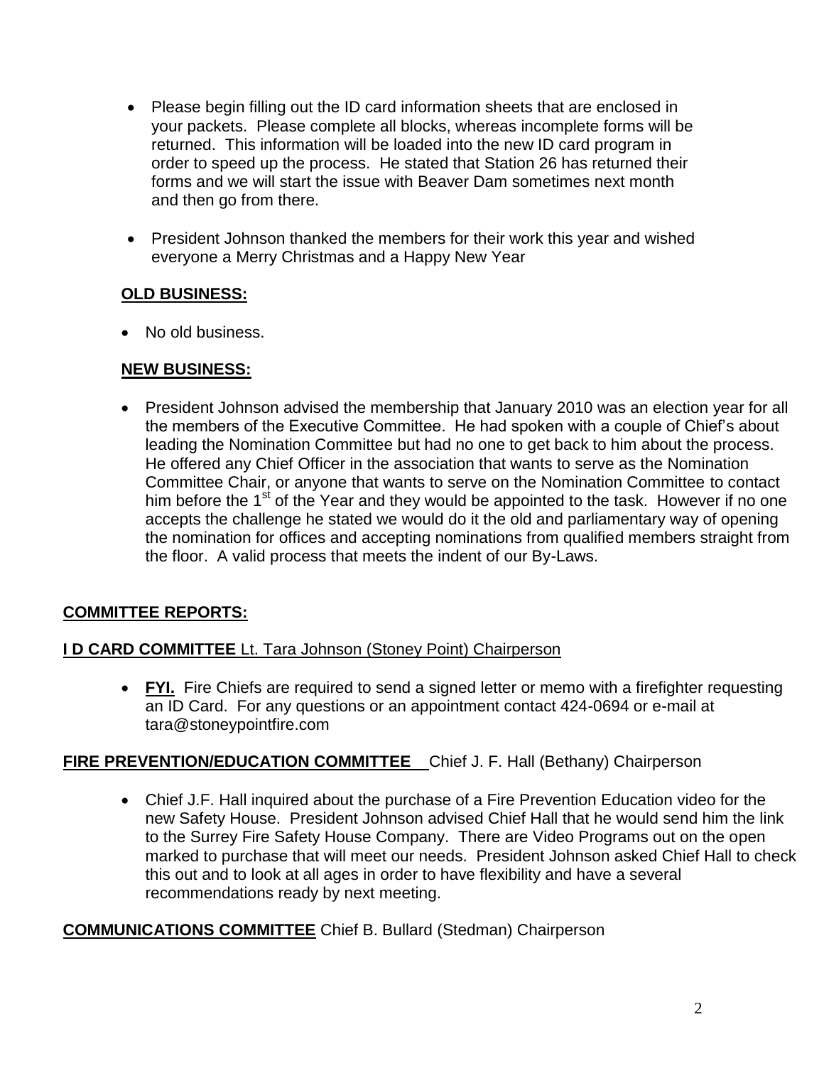- Please begin filling out the ID card information sheets that are enclosed in your packets. Please complete all blocks, whereas incomplete forms will be returned. This information will be loaded into the new ID card program in order to speed up the process. He stated that Station 26 has returned their forms and we will start the issue with Beaver Dam sometimes next month and then go from there.
- President Johnson thanked the members for their work this year and wished everyone a Merry Christmas and a Happy New Year

**OLD BUSINESS:**

- No old business.

**NEW BUSINESS:**

- President Johnson advised the membership that January 2010 was an election year for all the members of the Executive Committee. He had spoken with a couple of Chief's about leading the Nomination Committee but had no one to get back to him about the process. He offered any Chief Officer in the association that wants to serve as the Nomination Committee Chair, or anyone that wants to serve on the Nomination Committee to contact him before the 1st of the Year and they would be appointed to the task. However if no one accepts the challenge he stated we would do it the old and parliamentary way of opening the nomination for offices and accepting nominations from qualified members straight from the floor. A valid process that meets the indent of our By-Laws.

**COMMITTEE REPORTS:**

**I D CARD COMMITTEE** Lt. Tara Johnson (Stoney Point) Chairperson

- **FYI.** Fire Chiefs are required to send a signed letter or memo with a firefighter requesting an ID Card. For any questions or an appointment contact 424-0694 or e-mail at tara@stoneypointfire.com

**FIRE PREVENTION/EDUCATION COMMITTEE** Chief J. F. Hall (Bethany) Chairperson

- Chief J.F. Hall inquired about the purchase of a Fire Prevention Education video for the new Safety House. President Johnson advised Chief Hall that he would send him the link to the Surrey Fire Safety House Company. There are Video Programs out on the open marked to purchase that will meet our needs. President Johnson asked Chief Hall to check this out and to look at all ages in order to have flexibility and have a several recommendations ready by next meeting.

**COMMUNICATIONS COMMITTEE** Chief B. Bullard (Stedman) Chairperson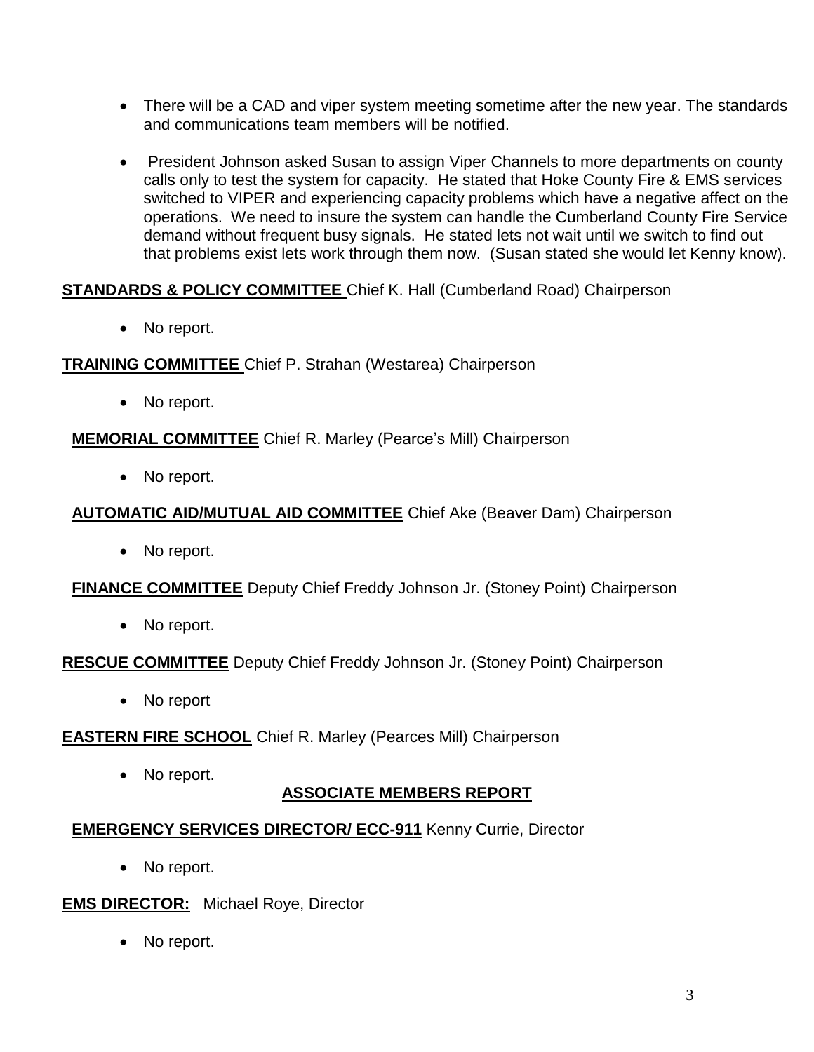- There will be a CAD and viper system meeting sometime after the new year. The standards and communications team members will be notified.
- President Johnson asked Susan to assign Viper Channels to more departments on county calls only to test the system for capacity. He stated that Hoke County Fire & EMS services switched to VIPER and experiencing capacity problems which have a negative affect on the operations. We need to insure the system can handle the Cumberland County Fire Service demand without frequent busy signals. He stated lets not wait until we switch to find out that problems exist lets work through them now. (Susan stated she would let Kenny know).

**STANDARDS & POLICY COMMITTEE** Chief K. Hall (Cumberland Road) Chairperson

- No report.

**TRAINING COMMITTEE** Chief P. Strahan (Westarea) Chairperson

- No report.

**MEMORIAL COMMITTEE** Chief R. Marley (Pearce's Mill) Chairperson

- No report.

**AUTOMATIC AID/MUTUAL AID COMMITTEE** Chief Ake (Beaver Dam) Chairperson

- No report.

**FINANCE COMMITTEE** Deputy Chief Freddy Johnson Jr. (Stoney Point) Chairperson

- No report.

**RESCUE COMMITTEE** Deputy Chief Freddy Johnson Jr. (Stoney Point) Chairperson

- No report

**EASTERN FIRE SCHOOL** Chief R. Marley (Pearces Mill) Chairperson

- No report.

## ASSOCIATE MEMBERS REPORT

**EMERGENCY SERVICES DIRECTOR/ ECC-911** Kenny Currie, Director

- No report.

**EMS DIRECTOR:** Michael Roye, Director

- No report.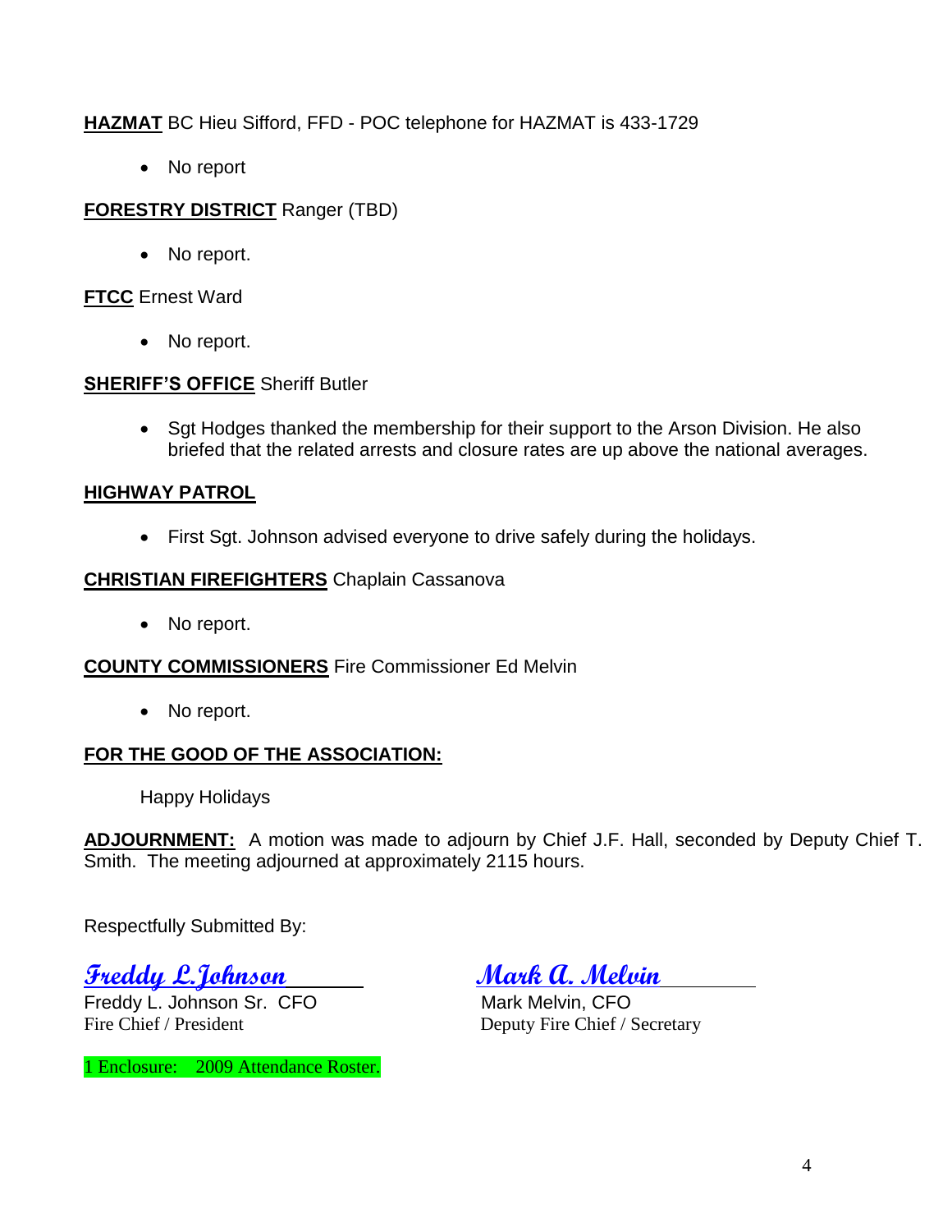**HAZMAT** BC Hieu Sifford, FFD - POC telephone for HAZMAT is 433-1729

- No report

**FORESTRY DISTRICT** Ranger (TBD)

- No report.

**FTCC** Ernest Ward

- No report.

**SHERIFF'S OFFICE** Sheriff Butler

- Sgt Hodges thanked the membership for their support to the Arson Division. He also briefed that the related arrests and closure rates are up above the national averages.

**HIGHWAY PATROL**

- First Sgt. Johnson advised everyone to drive safely during the holidays.

**CHRISTIAN FIREFIGHTERS** Chaplain Cassanova

- No report.

**COUNTY COMMISSIONERS** Fire Commissioner Ed Melvin

- No report.

**FOR THE GOOD OF THE ASSOCIATION:**

Happy Holidays

**ADJOURNMENT:** A motion was made to adjourn by Chief J.F. Hall, seconded by Deputy Chief T. Smith. The meeting adjourned at approximately 2115 hours.

Respectfully Submitted By:

*Freddy L.Johnson*
Freddy L. Johnson Sr. CFO
Fire Chief / President

*Mark A. Melvin*
Mark Melvin, CFO
Deputy Fire Chief / Secretary

1 Enclosure: 2009 Attendance Roster.